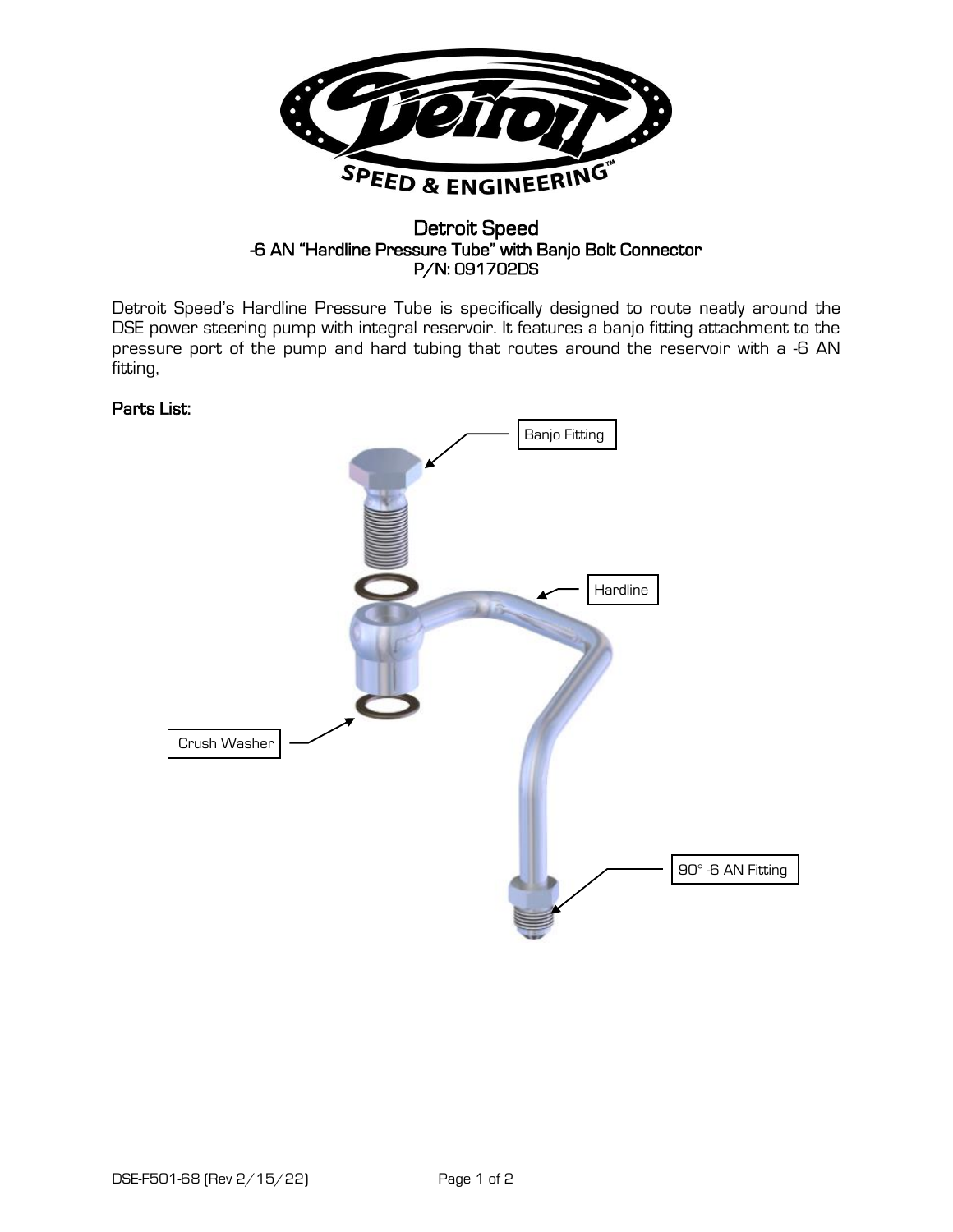# Detroit Speed
## -6 AN "Hardline Pressure Tube" with Banjo Bolt Connector
## P/N: 091702DS

Detroit Speed's Hardline Pressure Tube is specifically designed to route neatly around the DSE power steering pump with integral reservoir. It features a banjo fitting attachment to the pressure port of the pump and hard tubing that routes around the reservoir with a -6 AN fitting,

**Parts List:**

Banjo Fitting

Hardline

Crush Washer

90° -6 AN Fitting

DSE-F501-68 (Rev 2/15/22)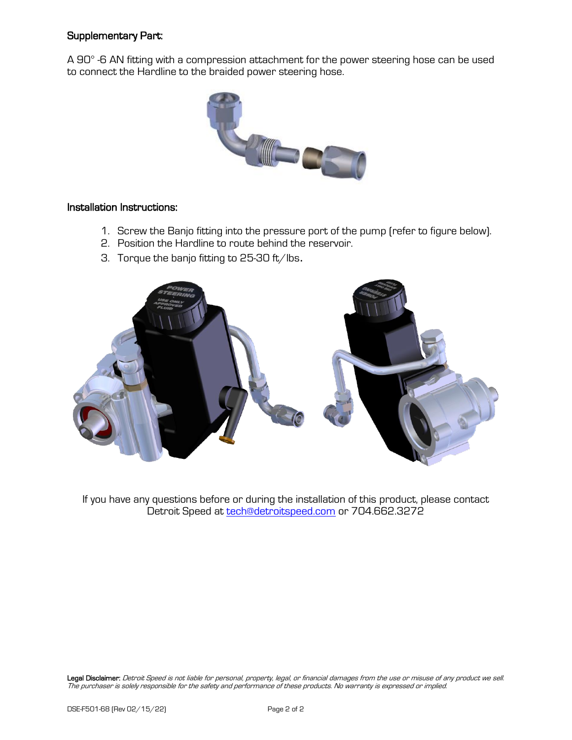## Supplementary Part:

A 90° -6 AN fitting with a compression attachment for the power steering hose can be used to connect the Hardline to the braided power steering hose.

## Installation Instructions:

1. Screw the Banjo fitting into the pressure port of the pump (refer to figure below).
2. Position the Hardline to route behind the reservoir.
3. Torque the banjo fitting to 25-30 ft/lbs.

If you have any questions before or during the installation of this product, please contact Detroit Speed at tech@detroitspeed.com or 704.662.3272

**Legal Disclaimer:** *Detroit Speed is not liable for personal, property, legal, or financial damages from the use or misuse of any product we sell. The purchaser is solely responsible for the safety and performance of these products. No warranty is expressed or implied.*

DSE-F501-68 (Rev 02/15/22)